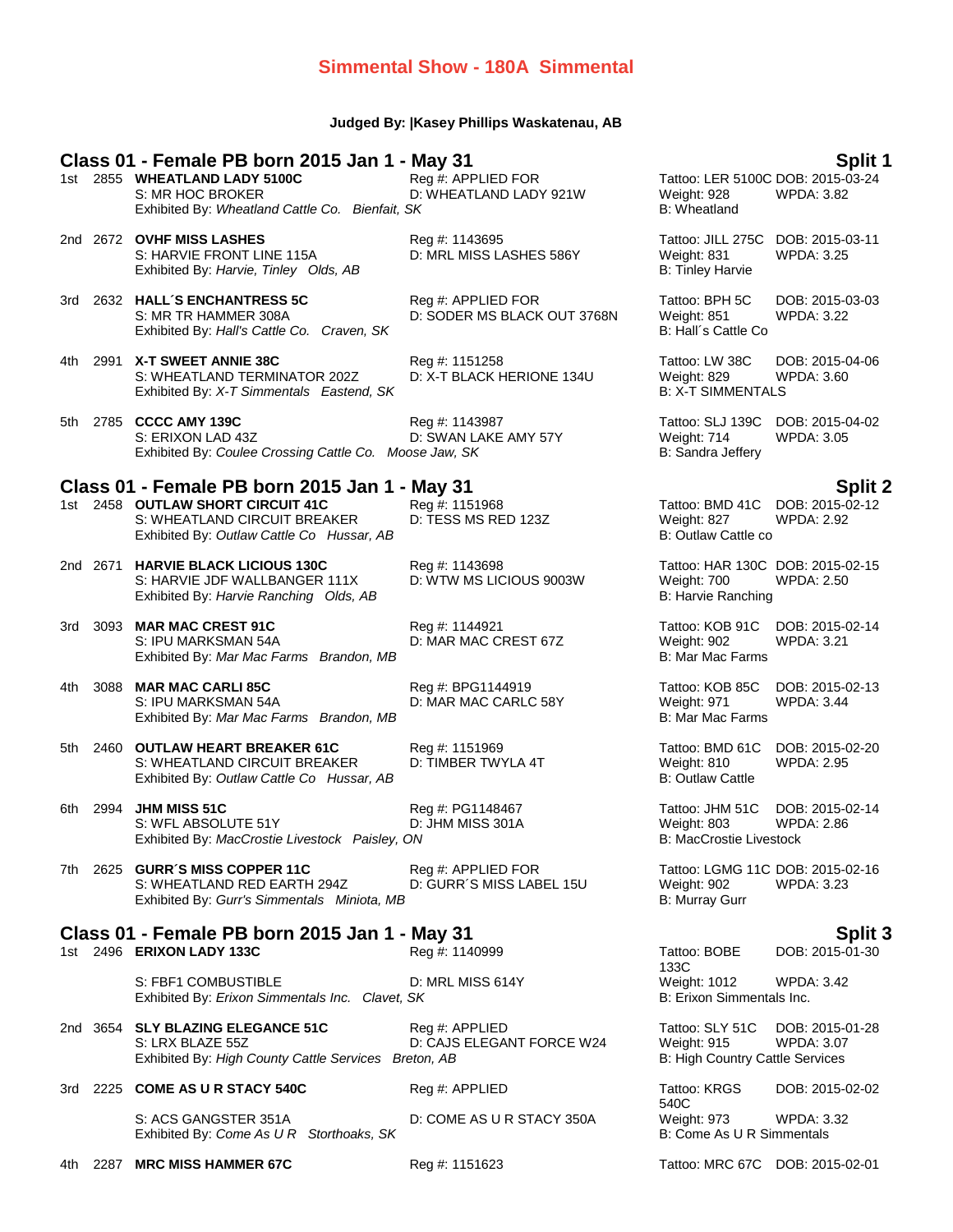# Simmental Show - 180A Simmental

**Judged By: |Kasey Phillips Waskatenau, AB**

## Class 01 - Female PB born 2015 Jan 1 - May 31 — Split 1

1st 2855 **WHEATLAND LADY 5100C** Reg #: APPLIED FOR Tattoo: LER 5100C DOB: 2015-03-24
S: MR HOC BROKER D: WHEATLAND LADY 921W Weight: 928 WPDA: 3.82
Exhibited By: *Wheatland Cattle Co. Bienfait, SK* B: Wheatland

2nd 2672 **OVHF MISS LASHES** Reg #: 1143695 Tattoo: JILL 275C DOB: 2015-03-11
S: HARVIE FRONT LINE 115A D: MRL MISS LASHES 586Y Weight: 831 WPDA: 3.25
Exhibited By: *Harvie, Tinley Olds, AB* B: Tinley Harvie

3rd 2632 **HALL´S ENCHANTRESS 5C** Reg #: APPLIED FOR Tattoo: BPH 5C DOB: 2015-03-03
S: MR TR HAMMER 308A D: SODER MS BLACK OUT 3768N Weight: 851 WPDA: 3.22
Exhibited By: *Hall's Cattle Co. Craven, SK* B: Hall´s Cattle Co

4th 2991 **X-T SWEET ANNIE 38C** Reg #: 1151258 Tattoo: LW 38C DOB: 2015-04-06
S: WHEATLAND TERMINATOR 202Z D: X-T BLACK HERIONE 134U Weight: 829 WPDA: 3.60
Exhibited By: *X-T Simmentals Eastend, SK* B: X-T SIMMENTALS

5th 2785 **CCCC AMY 139C** Reg #: 1143987 Tattoo: SLJ 139C DOB: 2015-04-02
S: ERIXON LAD 43Z D: SWAN LAKE AMY 57Y Weight: 714 WPDA: 3.05
Exhibited By: *Coulee Crossing Cattle Co. Moose Jaw, SK* B: Sandra Jeffery

## Class 01 - Female PB born 2015 Jan 1 - May 31 — Split 2

1st 2458 **OUTLAW SHORT CIRCUIT 41C** Reg #: 1151968 Tattoo: BMD 41C DOB: 2015-02-12
S: WHEATLAND CIRCUIT BREAKER D: TESS MS RED 123Z Weight: 827 WPDA: 2.92
Exhibited By: *Outlaw Cattle Co Hussar, AB* B: Outlaw Cattle co

2nd 2671 **HARVIE BLACK LICIOUS 130C** Reg #: 1143698 Tattoo: HAR 130C DOB: 2015-02-15
S: HARVIE JDF WALLBANGER 111X D: WTW MS LICIOUS 9003W Weight: 700 WPDA: 2.50
Exhibited By: *Harvie Ranching Olds, AB* B: Harvie Ranching

3rd 3093 **MAR MAC CREST 91C** Reg #: 1144921 Tattoo: KOB 91C DOB: 2015-02-14
S: IPU MARKSMAN 54A D: MAR MAC CREST 67Z Weight: 902 WPDA: 3.21
Exhibited By: *Mar Mac Farms Brandon, MB* B: Mar Mac Farms

4th 3088 **MAR MAC CARLI 85C** Reg #: BPG1144919 Tattoo: KOB 85C DOB: 2015-02-13
S: IPU MARKSMAN 54A D: MAR MAC CARLC 58Y Weight: 971 WPDA: 3.44
Exhibited By: *Mar Mac Farms Brandon, MB* B: Mar Mac Farms

5th 2460 **OUTLAW HEART BREAKER 61C** Reg #: 1151969 Tattoo: BMD 61C DOB: 2015-02-20
S: WHEATLAND CIRCUIT BREAKER D: TIMBER TWYLA 4T Weight: 810 WPDA: 2.95
Exhibited By: *Outlaw Cattle Co Hussar, AB* B: Outlaw Cattle

6th 2994 **JHM MISS 51C** Reg #: PG1148467 Tattoo: JHM 51C DOB: 2015-02-14
S: WFL ABSOLUTE 51Y D: JHM MISS 301A Weight: 803 WPDA: 2.86
Exhibited By: *MacCrostie Livestock Paisley, ON* B: MacCrostie Livestock

7th 2625 **GURR´S MISS COPPER 11C** Reg #: APPLIED FOR Tattoo: LGMG 11C DOB: 2015-02-16
S: WHEATLAND RED EARTH 294Z D: GURR´S MISS LABEL 15U Weight: 902 WPDA: 3.23
Exhibited By: *Gurr's Simmentals Miniota, MB* B: Murray Gurr

## Class 01 - Female PB born 2015 Jan 1 - May 31 — Split 3

1st 2496 **ERIXON LADY 133C** Reg #: 1140999 Tattoo: BOBE 133C DOB: 2015-01-30
S: FBF1 COMBUSTIBLE D: MRL MISS 614Y Weight: 1012 WPDA: 3.42
Exhibited By: *Erixon Simmentals Inc. Clavet, SK* B: Erixon Simmentals Inc.

2nd 3654 **SLY BLAZING ELEGANCE 51C** Reg #: APPLIED Tattoo: SLY 51C DOB: 2015-01-28
S: LRX BLAZE 55Z D: CAJS ELEGANT FORCE W24 Weight: 915 WPDA: 3.07
Exhibited By: *High County Cattle Services Breton, AB* B: High Country Cattle Services

3rd 2225 **COME AS U R STACY 540C** Reg #: APPLIED Tattoo: KRGS 540C DOB: 2015-02-02
S: ACS GANGSTER 351A D: COME AS U R STACY 350A Weight: 973 WPDA: 3.32
Exhibited By: *Come As U R Storthoaks, SK* B: Come As U R Simmentals

4th 2287 **MRC MISS HAMMER 67C** Reg #: 1151623 Tattoo: MRC 67C DOB: 2015-02-01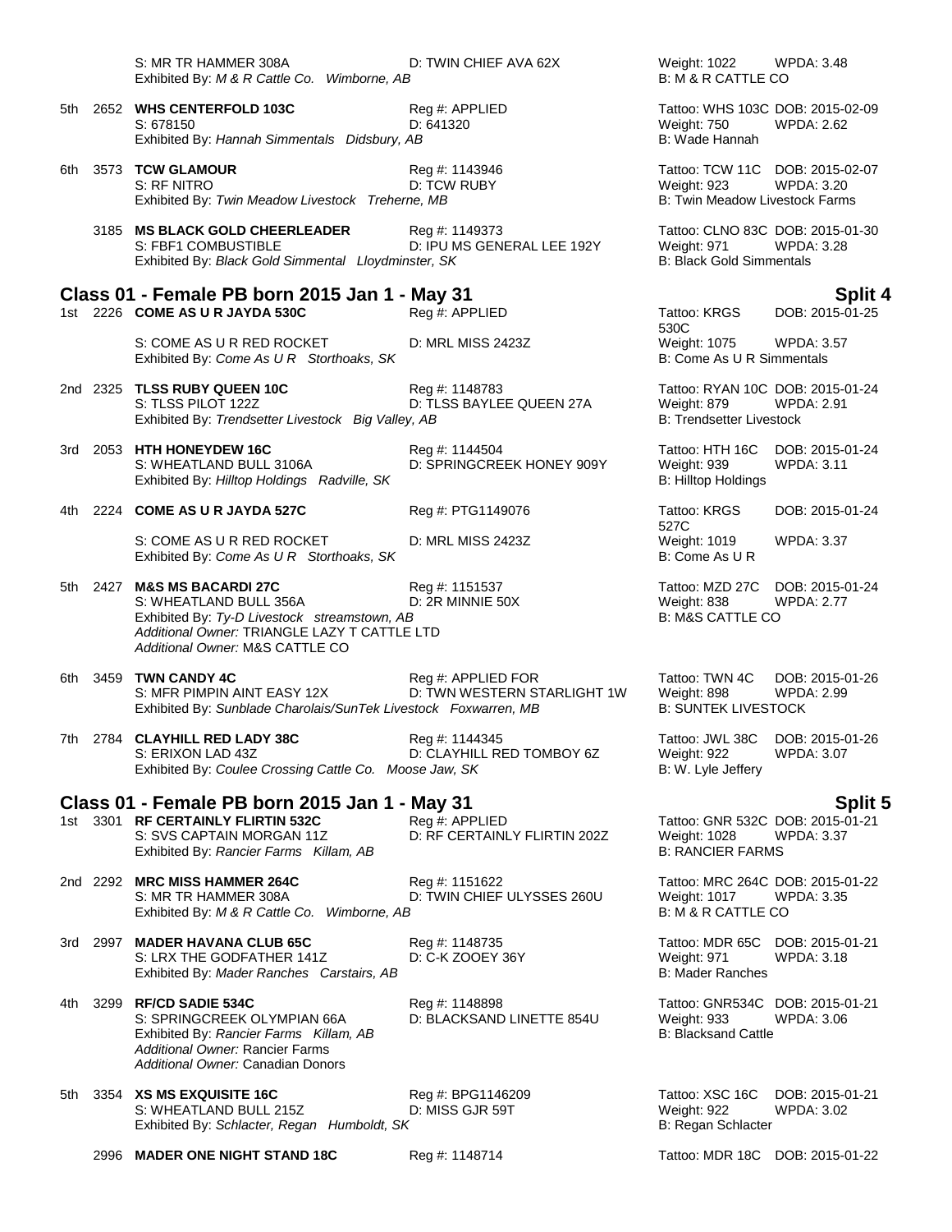S: MR TR HAMMER 308A D: TWIN CHIEF AVA 62X Weight: 1022 WPDA: 3.48
Exhibited By: *M & R Cattle Co. Wimborne, AB* B: M & R CATTLE CO

5th 2652 **WHS CENTERFOLD 103C** Reg #: APPLIED Tattoo: WHS 103C DOB: 2015-02-09
S: 678150 D: 641320 Weight: 750 WPDA: 2.62
Exhibited By: *Hannah Simmentals Didsbury, AB* B: Wade Hannah

6th 3573 **TCW GLAMOUR** Reg #: 1143946 Tattoo: TCW 11C DOB: 2015-02-07
S: RF NITRO D: TCW RUBY Weight: 923 WPDA: 3.20
Exhibited By: *Twin Meadow Livestock Treherne, MB* B: Twin Meadow Livestock Farms

3185 **MS BLACK GOLD CHEERLEADER** Reg #: 1149373 Tattoo: CLNO 83C DOB: 2015-01-30
S: FBF1 COMBUSTIBLE D: IPU MS GENERAL LEE 192Y Weight: 971 WPDA: 3.28
Exhibited By: *Black Gold Simmental Lloydminster, SK* B: Black Gold Simmentals

## Class 01 - Female PB born 2015 Jan 1 - May 31 — Split 4

1st 2226 **COME AS U R JAYDA 530C** Reg #: APPLIED Tattoo: KRGS 530C DOB: 2015-01-25
S: COME AS U R RED ROCKET D: MRL MISS 2423Z Weight: 1075 WPDA: 3.57
Exhibited By: *Come As U R Storthoaks, SK* B: Come As U R Simmentals

2nd 2325 **TLSS RUBY QUEEN 10C** Reg #: 1148783 Tattoo: RYAN 10C DOB: 2015-01-24
S: TLSS PILOT 122Z D: TLSS BAYLEE QUEEN 27A Weight: 879 WPDA: 2.91
Exhibited By: *Trendsetter Livestock Big Valley, AB* B: Trendsetter Livestock

3rd 2053 **HTH HONEYDEW 16C** Reg #: 1144504 Tattoo: HTH 16C DOB: 2015-01-24
S: WHEATLAND BULL 3106A D: SPRINGCREEK HONEY 909Y Weight: 939 WPDA: 3.11
Exhibited By: *Hilltop Holdings Radville, SK* B: Hilltop Holdings

4th 2224 **COME AS U R JAYDA 527C** Reg #: PTG1149076 Tattoo: KRGS 527C DOB: 2015-01-24
S: COME AS U R RED ROCKET D: MRL MISS 2423Z Weight: 1019 WPDA: 3.37
Exhibited By: *Come As U R Storthoaks, SK* B: Come As U R

5th 2427 **M&S MS BACARDI 27C** Reg #: 1151537 Tattoo: MZD 27C DOB: 2015-01-24
S: WHEATLAND BULL 356A D: 2R MINNIE 50X Weight: 838 WPDA: 2.77
Exhibited By: *Ty-D Livestock streamstown, AB* B: M&S CATTLE CO
*Additional Owner:* TRIANGLE LAZY T CATTLE LTD
*Additional Owner:* M&S CATTLE CO

6th 3459 **TWN CANDY 4C** Reg #: APPLIED FOR Tattoo: TWN 4C DOB: 2015-01-26
S: MFR PIMPIN AINT EASY 12X D: TWN WESTERN STARLIGHT 1W Weight: 898 WPDA: 2.99
Exhibited By: *Sunblade Charolais/SunTek Livestock Foxwarren, MB* B: SUNTEK LIVESTOCK

7th 2784 **CLAYHILL RED LADY 38C** Reg #: 1144345 Tattoo: JWL 38C DOB: 2015-01-26
S: ERIXON LAD 43Z D: CLAYHILL RED TOMBOY 6Z Weight: 922 WPDA: 3.07
Exhibited By: *Coulee Crossing Cattle Co. Moose Jaw, SK* B: W. Lyle Jeffery

## Class 01 - Female PB born 2015 Jan 1 - May 31 — Split 5

1st 3301 **RF CERTAINLY FLIRTIN 532C** Reg #: APPLIED Tattoo: GNR 532C DOB: 2015-01-21
S: SVS CAPTAIN MORGAN 11Z D: RF CERTAINLY FLIRTIN 202Z Weight: 1028 WPDA: 3.37
Exhibited By: *Rancier Farms Killam, AB* B: RANCIER FARMS

2nd 2292 **MRC MISS HAMMER 264C** Reg #: 1151622 Tattoo: MRC 264C DOB: 2015-01-22
S: MR TR HAMMER 308A D: TWIN CHIEF ULYSSES 260U Weight: 1017 WPDA: 3.35
Exhibited By: *M & R Cattle Co. Wimborne, AB* B: M & R CATTLE CO

3rd 2997 **MADER HAVANA CLUB 65C** Reg #: 1148735 Tattoo: MDR 65C DOB: 2015-01-21
S: LRX THE GODFATHER 141Z D: C-K ZOOEY 36Y Weight: 971 WPDA: 3.18
Exhibited By: *Mader Ranches Carstairs, AB* B: Mader Ranches

4th 3299 **RF/CD SADIE 534C** Reg #: 1148898 Tattoo: GNR534C DOB: 2015-01-21
S: SPRINGCREEK OLYMPIAN 66A D: BLACKSAND LINETTE 854U Weight: 933 WPDA: 3.06
Exhibited By: *Rancier Farms Killam, AB* B: Blacksand Cattle
*Additional Owner:* Rancier Farms
*Additional Owner:* Canadian Donors

5th 3354 **XS MS EXQUISITE 16C** Reg #: BPG1146209 Tattoo: XSC 16C DOB: 2015-01-21
S: WHEATLAND BULL 215Z D: MISS GJR 59T Weight: 922 WPDA: 3.02
Exhibited By: *Schlacter, Regan Humboldt, SK* B: Regan Schlacter

2996 **MADER ONE NIGHT STAND 18C** Reg #: 1148714 Tattoo: MDR 18C DOB: 2015-01-22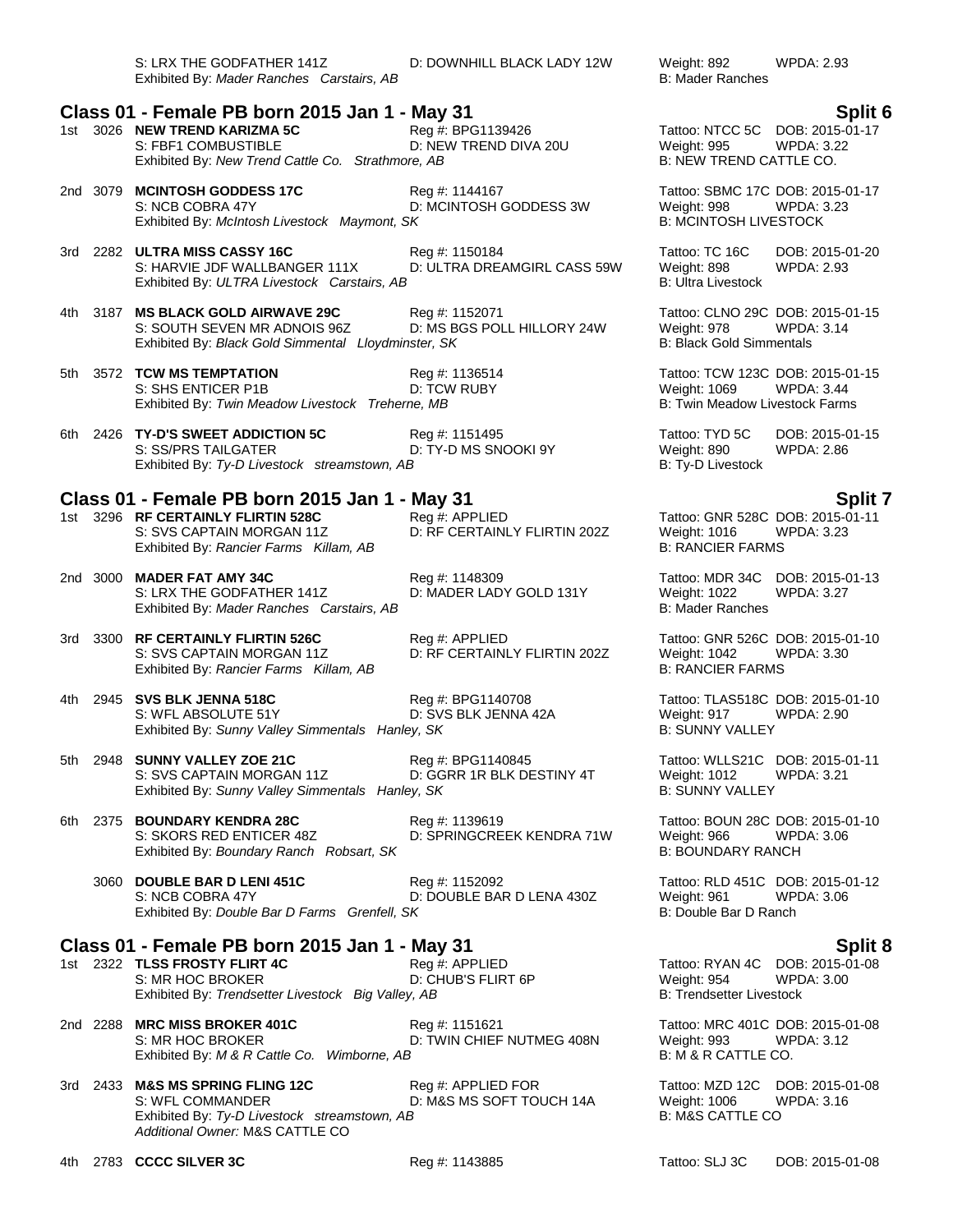S: LRX THE GODFATHER 141Z D: DOWNHILL BLACK LADY 12W Weight: 892 WPDA: 2.93
Exhibited By: *Mader Ranches Carstairs, AB* B: Mader Ranches

## Class 01 - Female PB born 2015 Jan 1 - May 31 — Split 6

1st 3026 **NEW TREND KARIZMA 5C** Reg #: BPG1139426 Tattoo: NTCC 5C DOB: 2015-01-17
S: FBF1 COMBUSTIBLE D: NEW TREND DIVA 20U Weight: 995 WPDA: 3.22
Exhibited By: *New Trend Cattle Co. Strathmore, AB* B: NEW TREND CATTLE CO.

2nd 3079 **MCINTOSH GODDESS 17C** Reg #: 1144167 Tattoo: SBMC 17C DOB: 2015-01-17
S: NCB COBRA 47Y D: MCINTOSH GODDESS 3W Weight: 998 WPDA: 3.23
Exhibited By: *McIntosh Livestock Maymont, SK* B: MCINTOSH LIVESTOCK

3rd 2282 **ULTRA MISS CASSY 16C** Reg #: 1150184 Tattoo: TC 16C DOB: 2015-01-20
S: HARVIE JDF WALLBANGER 111X D: ULTRA DREAMGIRL CASS 59W Weight: 898 WPDA: 2.93
Exhibited By: *ULTRA Livestock Carstairs, AB* B: Ultra Livestock

4th 3187 **MS BLACK GOLD AIRWAVE 29C** Reg #: 1152071 Tattoo: CLNO 29C DOB: 2015-01-15
S: SOUTH SEVEN MR ADNOIS 96Z D: MS BGS POLL HILLORY 24W Weight: 978 WPDA: 3.14
Exhibited By: *Black Gold Simmental Lloydminster, SK* B: Black Gold Simmentals

5th 3572 **TCW MS TEMPTATION** Reg #: 1136514 Tattoo: TCW 123C DOB: 2015-01-15
S: SHS ENTICER P1B D: TCW RUBY Weight: 1069 WPDA: 3.44
Exhibited By: *Twin Meadow Livestock Treherne, MB* B: Twin Meadow Livestock Farms

6th 2426 **TY-D'S SWEET ADDICTION 5C** Reg #: 1151495 Tattoo: TYD 5C DOB: 2015-01-15
S: SS/PRS TAILGATER D: TY-D MS SNOOKI 9Y Weight: 890 WPDA: 2.86
Exhibited By: *Ty-D Livestock streamstown, AB* B: Ty-D Livestock

## Class 01 - Female PB born 2015 Jan 1 - May 31 — Split 7

1st 3296 **RF CERTAINLY FLIRTIN 528C** Reg #: APPLIED Tattoo: GNR 528C DOB: 2015-01-11
S: SVS CAPTAIN MORGAN 11Z D: RF CERTAINLY FLIRTIN 202Z Weight: 1016 WPDA: 3.23
Exhibited By: *Rancier Farms Killam, AB* B: RANCIER FARMS

2nd 3000 **MADER FAT AMY 34C** Reg #: 1148309 Tattoo: MDR 34C DOB: 2015-01-13
S: LRX THE GODFATHER 141Z D: MADER LADY GOLD 131Y Weight: 1022 WPDA: 3.27
Exhibited By: *Mader Ranches Carstairs, AB* B: Mader Ranches

3rd 3300 **RF CERTAINLY FLIRTIN 526C** Reg #: APPLIED Tattoo: GNR 526C DOB: 2015-01-10
S: SVS CAPTAIN MORGAN 11Z D: RF CERTAINLY FLIRTIN 202Z Weight: 1042 WPDA: 3.30
Exhibited By: *Rancier Farms Killam, AB* B: RANCIER FARMS

4th 2945 **SVS BLK JENNA 518C** Reg #: BPG1140708 Tattoo: TLAS518C DOB: 2015-01-10
S: WFL ABSOLUTE 51Y D: SVS BLK JENNA 42A Weight: 917 WPDA: 2.90
Exhibited By: *Sunny Valley Simmentals Hanley, SK* B: SUNNY VALLEY

5th 2948 **SUNNY VALLEY ZOE 21C** Reg #: BPG1140845 Tattoo: WLLS21C DOB: 2015-01-11
S: SVS CAPTAIN MORGAN 11Z D: GGRR 1R BLK DESTINY 4T Weight: 1012 WPDA: 3.21
Exhibited By: *Sunny Valley Simmentals Hanley, SK* B: SUNNY VALLEY

6th 2375 **BOUNDARY KENDRA 28C** Reg #: 1139619 Tattoo: BOUN 28C DOB: 2015-01-10
S: SKORS RED ENTICER 48Z D: SPRINGCREEK KENDRA 71W Weight: 966 WPDA: 3.06
Exhibited By: *Boundary Ranch Robsart, SK* B: BOUNDARY RANCH

3060 **DOUBLE BAR D LENI 451C** Reg #: 1152092 Tattoo: RLD 451C DOB: 2015-01-12
S: NCB COBRA 47Y D: DOUBLE BAR D LENA 430Z Weight: 961 WPDA: 3.06
Exhibited By: *Double Bar D Farms Grenfell, SK* B: Double Bar D Ranch

## Class 01 - Female PB born 2015 Jan 1 - May 31 — Split 8

1st 2322 **TLSS FROSTY FLIRT 4C** Reg #: APPLIED Tattoo: RYAN 4C DOB: 2015-01-08
S: MR HOC BROKER D: CHUB'S FLIRT 6P Weight: 954 WPDA: 3.00
Exhibited By: *Trendsetter Livestock Big Valley, AB* B: Trendsetter Livestock

2nd 2288 **MRC MISS BROKER 401C** Reg #: 1151621 Tattoo: MRC 401C DOB: 2015-01-08
S: MR HOC BROKER D: TWIN CHIEF NUTMEG 408N Weight: 993 WPDA: 3.12
Exhibited By: *M & R Cattle Co. Wimborne, AB* B: M & R CATTLE CO.

3rd 2433 **M&S MS SPRING FLING 12C** Reg #: APPLIED FOR Tattoo: MZD 12C DOB: 2015-01-08
S: WFL COMMANDER D: M&S MS SOFT TOUCH 14A Weight: 1006 WPDA: 3.16
Exhibited By: *Ty-D Livestock streamstown, AB* B: M&S CATTLE CO
*Additional Owner:* M&S CATTLE CO

4th 2783 **CCCC SILVER 3C** Reg #: 1143885 Tattoo: SLJ 3C DOB: 2015-01-08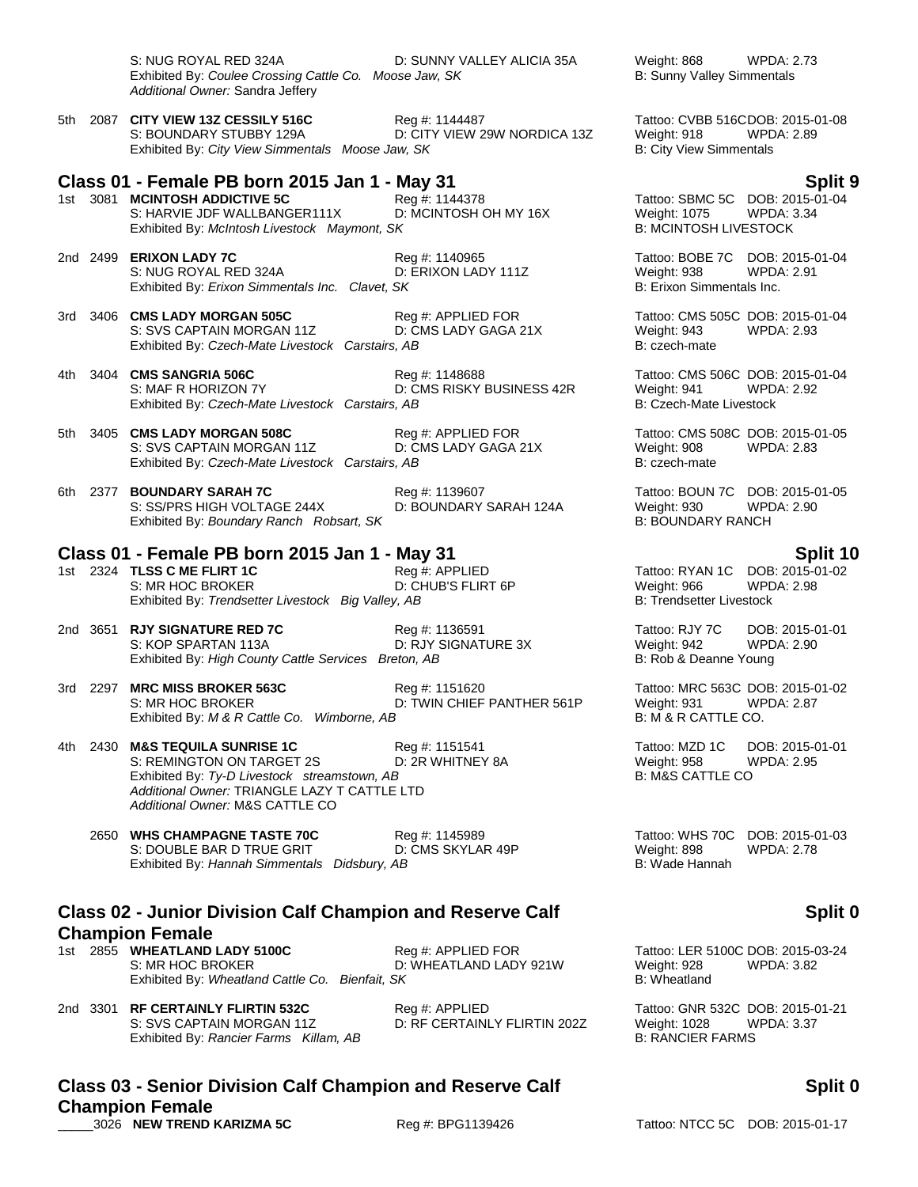S: NUG ROYAL RED 324A D: SUNNY VALLEY ALICIA 35A Weight: 868 WPDA: 2.73
Exhibited By: *Coulee Crossing Cattle Co. Moose Jaw, SK* B: Sunny Valley Simmentals
*Additional Owner:* Sandra Jeffery

5th 2087 **CITY VIEW 13Z CESSILY 516C** Reg #: 1144487 Tattoo: CVBB 516C DOB: 2015-01-08
S: BOUNDARY STUBBY 129A D: CITY VIEW 29W NORDICA 13Z Weight: 918 WPDA: 2.89
Exhibited By: *City View Simmentals Moose Jaw, SK* B: City View Simmentals

## Class 01 - Female PB born 2015 Jan 1 - May 31 — Split 9

1st 3081 **MCINTOSH ADDICTIVE 5C** Reg #: 1144378 Tattoo: SBMC 5C DOB: 2015-01-04
S: HARVIE JDF WALLBANGER111X D: MCINTOSH OH MY 16X Weight: 1075 WPDA: 3.34
Exhibited By: *McIntosh Livestock Maymont, SK* B: MCINTOSH LIVESTOCK

2nd 2499 **ERIXON LADY 7C** Reg #: 1140965 Tattoo: BOBE 7C DOB: 2015-01-04
S: NUG ROYAL RED 324A D: ERIXON LADY 111Z Weight: 938 WPDA: 2.91
Exhibited By: *Erixon Simmentals Inc. Clavet, SK* B: Erixon Simmentals Inc.

3rd 3406 **CMS LADY MORGAN 505C** Reg #: APPLIED FOR Tattoo: CMS 505C DOB: 2015-01-04
S: SVS CAPTAIN MORGAN 11Z D: CMS LADY GAGA 21X Weight: 943 WPDA: 2.93
Exhibited By: *Czech-Mate Livestock Carstairs, AB* B: czech-mate

4th 3404 **CMS SANGRIA 506C** Reg #: 1148688 Tattoo: CMS 506C DOB: 2015-01-04
S: MAF R HORIZON 7Y D: CMS RISKY BUSINESS 42R Weight: 941 WPDA: 2.92
Exhibited By: *Czech-Mate Livestock Carstairs, AB* B: Czech-Mate Livestock

5th 3405 **CMS LADY MORGAN 508C** Reg #: APPLIED FOR Tattoo: CMS 508C DOB: 2015-01-05
S: SVS CAPTAIN MORGAN 11Z D: CMS LADY GAGA 21X Weight: 908 WPDA: 2.83
Exhibited By: *Czech-Mate Livestock Carstairs, AB* B: czech-mate

6th 2377 **BOUNDARY SARAH 7C** Reg #: 1139607 Tattoo: BOUN 7C DOB: 2015-01-05
S: SS/PRS HIGH VOLTAGE 244X D: BOUNDARY SARAH 124A Weight: 930 WPDA: 2.90
Exhibited By: *Boundary Ranch Robsart, SK* B: BOUNDARY RANCH

## Class 01 - Female PB born 2015 Jan 1 - May 31 — Split 10

1st 2324 **TLSS C ME FLIRT 1C** Reg #: APPLIED Tattoo: RYAN 1C DOB: 2015-01-02
S: MR HOC BROKER D: CHUB'S FLIRT 6P Weight: 966 WPDA: 2.98
Exhibited By: *Trendsetter Livestock Big Valley, AB* B: Trendsetter Livestock

2nd 3651 **RJY SIGNATURE RED 7C** Reg #: 1136591 Tattoo: RJY 7C DOB: 2015-01-01
S: KOP SPARTAN 113A D: RJY SIGNATURE 3X Weight: 942 WPDA: 2.90
Exhibited By: *High County Cattle Services Breton, AB* B: Rob & Deanne Young

3rd 2297 **MRC MISS BROKER 563C** Reg #: 1151620 Tattoo: MRC 563C DOB: 2015-01-02
S: MR HOC BROKER D: TWIN CHIEF PANTHER 561P Weight: 931 WPDA: 2.87
Exhibited By: *M & R Cattle Co. Wimborne, AB* B: M & R CATTLE CO.

4th 2430 **M&S TEQUILA SUNRISE 1C** Reg #: 1151541 Tattoo: MZD 1C DOB: 2015-01-01
S: REMINGTON ON TARGET 2S D: 2R WHITNEY 8A Weight: 958 WPDA: 2.95
Exhibited By: *Ty-D Livestock streamstown, AB* B: M&S CATTLE CO
*Additional Owner:* TRIANGLE LAZY T CATTLE LTD
*Additional Owner:* M&S CATTLE CO

2650 **WHS CHAMPAGNE TASTE 70C** Reg #: 1145989 Tattoo: WHS 70C DOB: 2015-01-03
S: DOUBLE BAR D TRUE GRIT D: CMS SKYLAR 49P Weight: 898 WPDA: 2.78
Exhibited By: *Hannah Simmentals Didsbury, AB* B: Wade Hannah

## Class 02 - Junior Division Calf Champion and Reserve Calf Champion Female — Split 0

1st 2855 **WHEATLAND LADY 5100C** Reg #: APPLIED FOR Tattoo: LER 5100C DOB: 2015-03-24
S: MR HOC BROKER D: WHEATLAND LADY 921W Weight: 928 WPDA: 3.82
Exhibited By: *Wheatland Cattle Co. Bienfait, SK* B: Wheatland

2nd 3301 **RF CERTAINLY FLIRTIN 532C** Reg #: APPLIED Tattoo: GNR 532C DOB: 2015-01-21
S: SVS CAPTAIN MORGAN 11Z D: RF CERTAINLY FLIRTIN 202Z Weight: 1028 WPDA: 3.37
Exhibited By: *Rancier Farms Killam, AB* B: RANCIER FARMS

## Class 03 - Senior Division Calf Champion and Reserve Calf Champion Female — Split 0

_____3026 **NEW TREND KARIZMA 5C** Reg #: BPG1139426 Tattoo: NTCC 5C DOB: 2015-01-17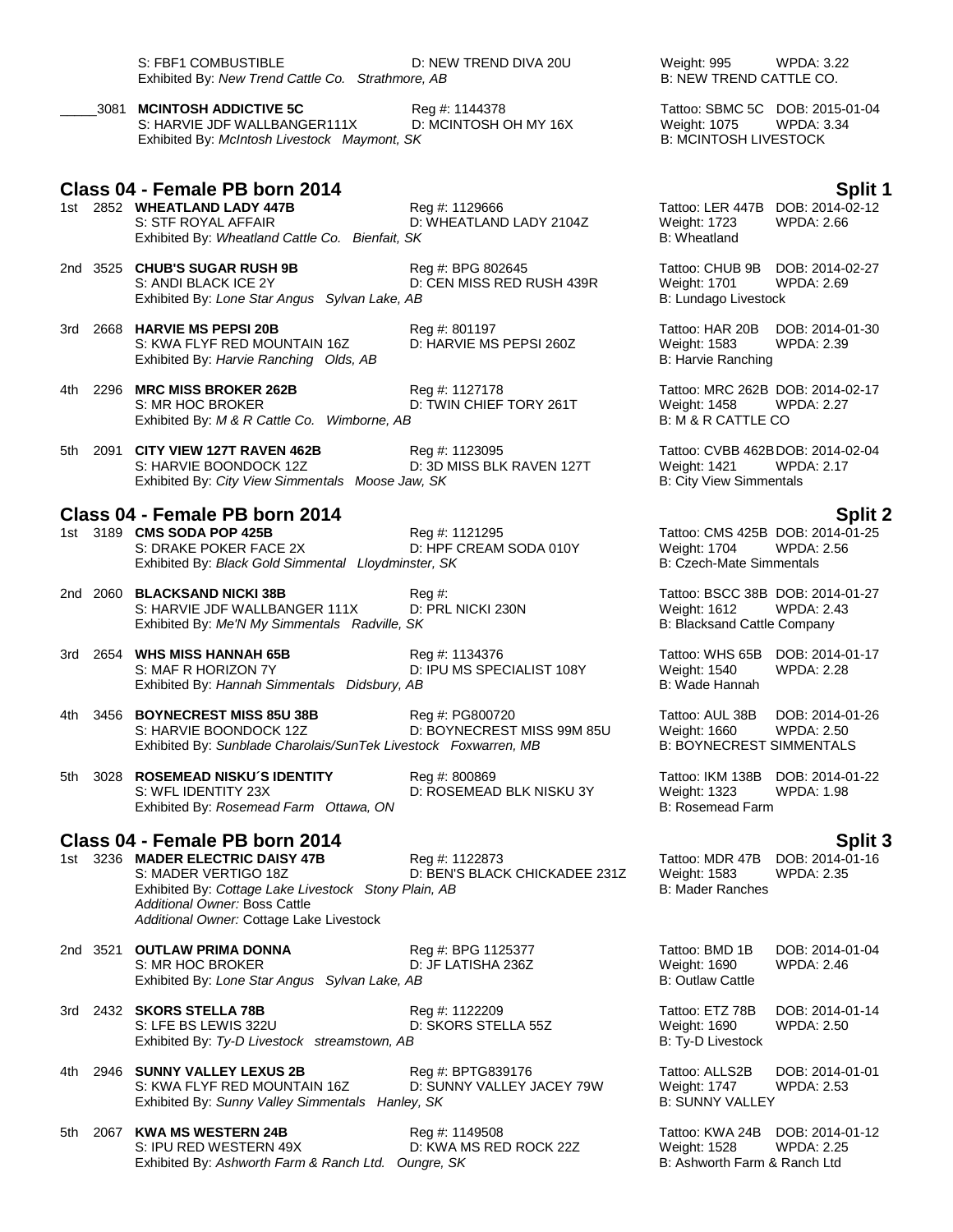S: FBF1 COMBUSTIBLE D: NEW TREND DIVA 20U Weight: 995 WPDA: 3.22
Exhibited By: *New Trend Cattle Co. Strathmore, AB* B: NEW TREND CATTLE CO.

_____3081 **MCINTOSH ADDICTIVE 5C** Reg #: 1144378 Tattoo: SBMC 5C DOB: 2015-01-04
S: HARVIE JDF WALLBANGER111X D: MCINTOSH OH MY 16X Weight: 1075 WPDA: 3.34
Exhibited By: *McIntosh Livestock Maymont, SK* B: MCINTOSH LIVESTOCK

## Class 04 - Female PB born 2014 — Split 1

1st 2852 **WHEATLAND LADY 447B** Reg #: 1129666 Tattoo: LER 447B DOB: 2014-02-12
S: STF ROYAL AFFAIR D: WHEATLAND LADY 2104Z Weight: 1723 WPDA: 2.66
Exhibited By: *Wheatland Cattle Co. Bienfait, SK* B: Wheatland

2nd 3525 **CHUB'S SUGAR RUSH 9B** Reg #: BPG 802645 Tattoo: CHUB 9B DOB: 2014-02-27
S: ANDI BLACK ICE 2Y D: CEN MISS RED RUSH 439R Weight: 1701 WPDA: 2.69
Exhibited By: *Lone Star Angus Sylvan Lake, AB* B: Lundago Livestock

3rd 2668 **HARVIE MS PEPSI 20B** Reg #: 801197 Tattoo: HAR 20B DOB: 2014-01-30
S: KWA FLYF RED MOUNTAIN 16Z D: HARVIE MS PEPSI 260Z Weight: 1583 WPDA: 2.39
Exhibited By: *Harvie Ranching Olds, AB* B: Harvie Ranching

4th 2296 **MRC MISS BROKER 262B** Reg #: 1127178 Tattoo: MRC 262B DOB: 2014-02-17
S: MR HOC BROKER D: TWIN CHIEF TORY 261T Weight: 1458 WPDA: 2.27
Exhibited By: *M & R Cattle Co. Wimborne, AB* B: M & R CATTLE CO

5th 2091 **CITY VIEW 127T RAVEN 462B** Reg #: 1123095 Tattoo: CVBB 462B DOB: 2014-02-04
S: HARVIE BOONDOCK 12Z D: 3D MISS BLK RAVEN 127T Weight: 1421 WPDA: 2.17
Exhibited By: *City View Simmentals Moose Jaw, SK* B: City View Simmentals

## Class 04 - Female PB born 2014 — Split 2

1st 3189 **CMS SODA POP 425B** Reg #: 1121295 Tattoo: CMS 425B DOB: 2014-01-25
S: DRAKE POKER FACE 2X D: HPF CREAM SODA 010Y Weight: 1704 WPDA: 2.56
Exhibited By: *Black Gold Simmental Lloydminster, SK* B: Czech-Mate Simmentals

2nd 2060 **BLACKSAND NICKI 38B** Reg #: Tattoo: BSCC 38B DOB: 2014-01-27
S: HARVIE JDF WALLBANGER 111X D: PRL NICKI 230N Weight: 1612 WPDA: 2.43
Exhibited By: *Me'N My Simmentals Radville, SK* B: Blacksand Cattle Company

3rd 2654 **WHS MISS HANNAH 65B** Reg #: 1134376 Tattoo: WHS 65B DOB: 2014-01-17
S: MAF R HORIZON 7Y D: IPU MS SPECIALIST 108Y Weight: 1540 WPDA: 2.28
Exhibited By: *Hannah Simmentals Didsbury, AB* B: Wade Hannah

4th 3456 **BOYNECREST MISS 85U 38B** Reg #: PG800720 Tattoo: AUL 38B DOB: 2014-01-26
S: HARVIE BOONDOCK 12Z D: BOYNECREST MISS 99M 85U Weight: 1660 WPDA: 2.50
Exhibited By: *Sunblade Charolais/SunTek Livestock Foxwarren, MB* B: BOYNECREST SIMMENTALS

5th 3028 **ROSEMEAD NISKU´S IDENTITY** Reg #: 800869 Tattoo: IKM 138B DOB: 2014-01-22
S: WFL IDENTITY 23X D: ROSEMEAD BLK NISKU 3Y Weight: 1323 WPDA: 1.98
Exhibited By: *Rosemead Farm Ottawa, ON* B: Rosemead Farm

## Class 04 - Female PB born 2014 — Split 3

1st 3236 **MADER ELECTRIC DAISY 47B** Reg #: 1122873 Tattoo: MDR 47B DOB: 2014-01-16
S: MADER VERTIGO 18Z D: BEN'S BLACK CHICKADEE 231Z Weight: 1583 WPDA: 2.35
Exhibited By: *Cottage Lake Livestock Stony Plain, AB* B: Mader Ranches
*Additional Owner:* Boss Cattle
*Additional Owner:* Cottage Lake Livestock

2nd 3521 **OUTLAW PRIMA DONNA** Reg #: BPG 1125377 Tattoo: BMD 1B DOB: 2014-01-04
S: MR HOC BROKER D: JF LATISHA 236Z Weight: 1690 WPDA: 2.46
Exhibited By: *Lone Star Angus Sylvan Lake, AB* B: Outlaw Cattle

3rd 2432 **SKORS STELLA 78B** Reg #: 1122209 Tattoo: ETZ 78B DOB: 2014-01-14
S: LFE BS LEWIS 322U D: SKORS STELLA 55Z Weight: 1690 WPDA: 2.50
Exhibited By: *Ty-D Livestock streamstown, AB* B: Ty-D Livestock

4th 2946 **SUNNY VALLEY LEXUS 2B** Reg #: BPTG839176 Tattoo: ALLS2B DOB: 2014-01-01
S: KWA FLYF RED MOUNTAIN 16Z D: SUNNY VALLEY JACEY 79W Weight: 1747 WPDA: 2.53
Exhibited By: *Sunny Valley Simmentals Hanley, SK* B: SUNNY VALLEY

5th 2067 **KWA MS WESTERN 24B** Reg #: 1149508 Tattoo: KWA 24B DOB: 2014-01-12
S: IPU RED WESTERN 49X D: KWA MS RED ROCK 22Z Weight: 1528 WPDA: 2.25
Exhibited By: *Ashworth Farm & Ranch Ltd. Oungre, SK* B: Ashworth Farm & Ranch Ltd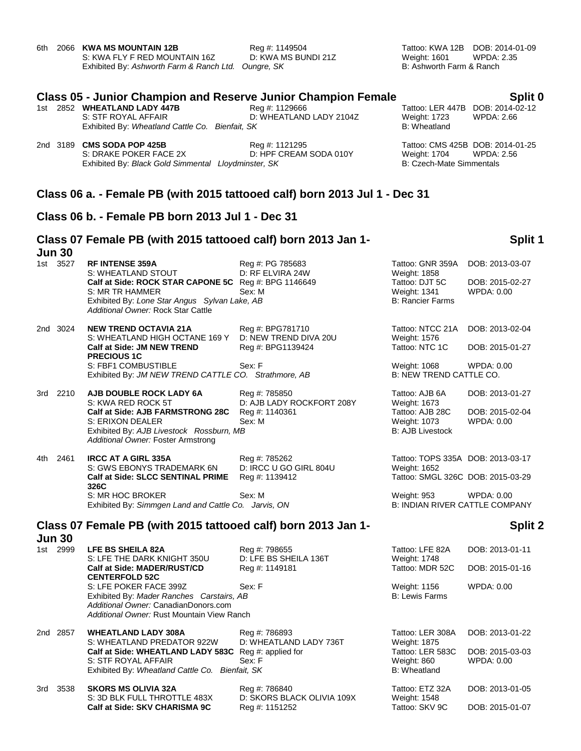6th 2066 **KWA MS MOUNTAIN 12B** Reg #: 1149504 Tattoo: KWA 12B DOB: 2014-01-09
S: KWA FLY F RED MOUNTAIN 16Z D: KWA MS BUNDI 21Z Weight: 1601 WPDA: 2.35
Exhibited By: *Ashworth Farm & Ranch Ltd. Oungre, SK* B: Ashworth Farm & Ranch

## Class 05 - Junior Champion and Reserve Junior Champion Female — Split 0

1st 2852 **WHEATLAND LADY 447B** Reg #: 1129666 Tattoo: LER 447B DOB: 2014-02-12
S: STF ROYAL AFFAIR D: WHEATLAND LADY 2104Z Weight: 1723 WPDA: 2.66
Exhibited By: *Wheatland Cattle Co. Bienfait, SK* B: Wheatland

2nd 3189 **CMS SODA POP 425B** Reg #: 1121295 Tattoo: CMS 425B DOB: 2014-01-25
S: DRAKE POKER FACE 2X D: HPF CREAM SODA 010Y Weight: 1704 WPDA: 2.56
Exhibited By: *Black Gold Simmental Lloydminster, SK* B: Czech-Mate Simmentals

## Class 06 a. - Female PB (with 2015 tattooed calf) born 2013 Jul 1 - Dec 31

## Class 06 b. - Female PB born 2013 Jul 1 - Dec 31

## Class 07 Female PB (with 2015 tattooed calf) born 2013 Jan 1-Jun 30 — Split 1

1st 3527 **RF INTENSE 359A** Reg #: PG 785683 Tattoo: GNR 359A DOB: 2013-03-07
S: WHEATLAND STOUT D: RF ELVIRA 24W Weight: 1858
**Calf at Side: ROCK STAR CAPONE 5C** Reg #: BPG 1146649 Tattoo: DJT 5C DOB: 2015-02-27
S: MR TR HAMMER Sex: M Weight: 1341 WPDA: 0.00
Exhibited By: *Lone Star Angus Sylvan Lake, AB* B: Rancier Farms
*Additional Owner:* Rock Star Cattle

2nd 3024 **NEW TREND OCTAVIA 21A** Reg #: BPG781710 Tattoo: NTCC 21A DOB: 2013-02-04
S: WHEATLAND HIGH OCTANE 169 Y D: NEW TREND DIVA 20U Weight: 1576
**Calf at Side: JM NEW TREND PRECIOUS 1C** Reg #: BPG1139424 Tattoo: NTC 1C DOB: 2015-01-27
S: FBF1 COMBUSTIBLE Sex: F Weight: 1068 WPDA: 0.00
Exhibited By: *JM NEW TREND CATTLE CO. Strathmore, AB* B: NEW TREND CATTLE CO.

3rd 2210 **AJB DOUBLE ROCK LADY 6A** Reg #: 785850 Tattoo: AJB 6A DOB: 2013-01-27
S: KWA RED ROCK 5T D: AJB LADY ROCKFORT 208Y Weight: 1673
**Calf at Side: AJB FARMSTRONG 28C** Reg #: 1140361 Tattoo: AJB 28C DOB: 2015-02-04
S: ERIXON DEALER Sex: M Weight: 1073 WPDA: 0.00
Exhibited By: *AJB Livestock Rossburn, MB* B: AJB Livestock
*Additional Owner:* Foster Armstrong

4th 2461 **IRCC AT A GIRL 335A** Reg #: 785262 Tattoo: TOPS 335A DOB: 2013-03-17
S: GWS EBONYS TRADEMARK 6N D: IRCC U GO GIRL 804U Weight: 1652
**Calf at Side: SLCC SENTINAL PRIME 326C** Reg #: 1139412 Tattoo: SMGL 326C DOB: 2015-03-29
S: MR HOC BROKER Sex: M Weight: 953 WPDA: 0.00
Exhibited By: *Simmgen Land and Cattle Co. Jarvis, ON* B: INDIAN RIVER CATTLE COMPANY

## Class 07 Female PB (with 2015 tattooed calf) born 2013 Jan 1-Jun 30 — Split 2

1st 2999 **LFE BS SHEILA 82A** Reg #: 798655 Tattoo: LFE 82A DOB: 2013-01-11
S: LFE THE DARK KNIGHT 350U D: LFE BS SHEILA 136T Weight: 1748
**Calf at Side: MADER/RUST/CD CENTERFOLD 52C** Reg #: 1149181 Tattoo: MDR 52C DOB: 2015-01-16
S: LFE POKER FACE 399Z Sex: F Weight: 1156 WPDA: 0.00
Exhibited By: *Mader Ranches Carstairs, AB* B: Lewis Farms
*Additional Owner:* CanadianDonors.com
*Additional Owner:* Rust Mountain View Ranch

2nd 2857 **WHEATLAND LADY 308A** Reg #: 786893 Tattoo: LER 308A DOB: 2013-01-22
S: WHEATLAND PREDATOR 922W D: WHEATLAND LADY 736T Weight: 1875
**Calf at Side: WHEATLAND LADY 583C** Reg #: applied for Tattoo: LER 583C DOB: 2015-03-03
S: STF ROYAL AFFAIR Sex: F Weight: 860 WPDA: 0.00
Exhibited By: *Wheatland Cattle Co. Bienfait, SK* B: Wheatland

3rd 3538 **SKORS MS OLIVIA 32A** Reg #: 786840 Tattoo: ETZ 32A DOB: 2013-01-05
S: 3D BLK FULL THROTTLE 483X D: SKORS BLACK OLIVIA 109X Weight: 1548
**Calf at Side: SKV CHARISMA 9C** Reg #: 1151252 Tattoo: SKV 9C DOB: 2015-01-07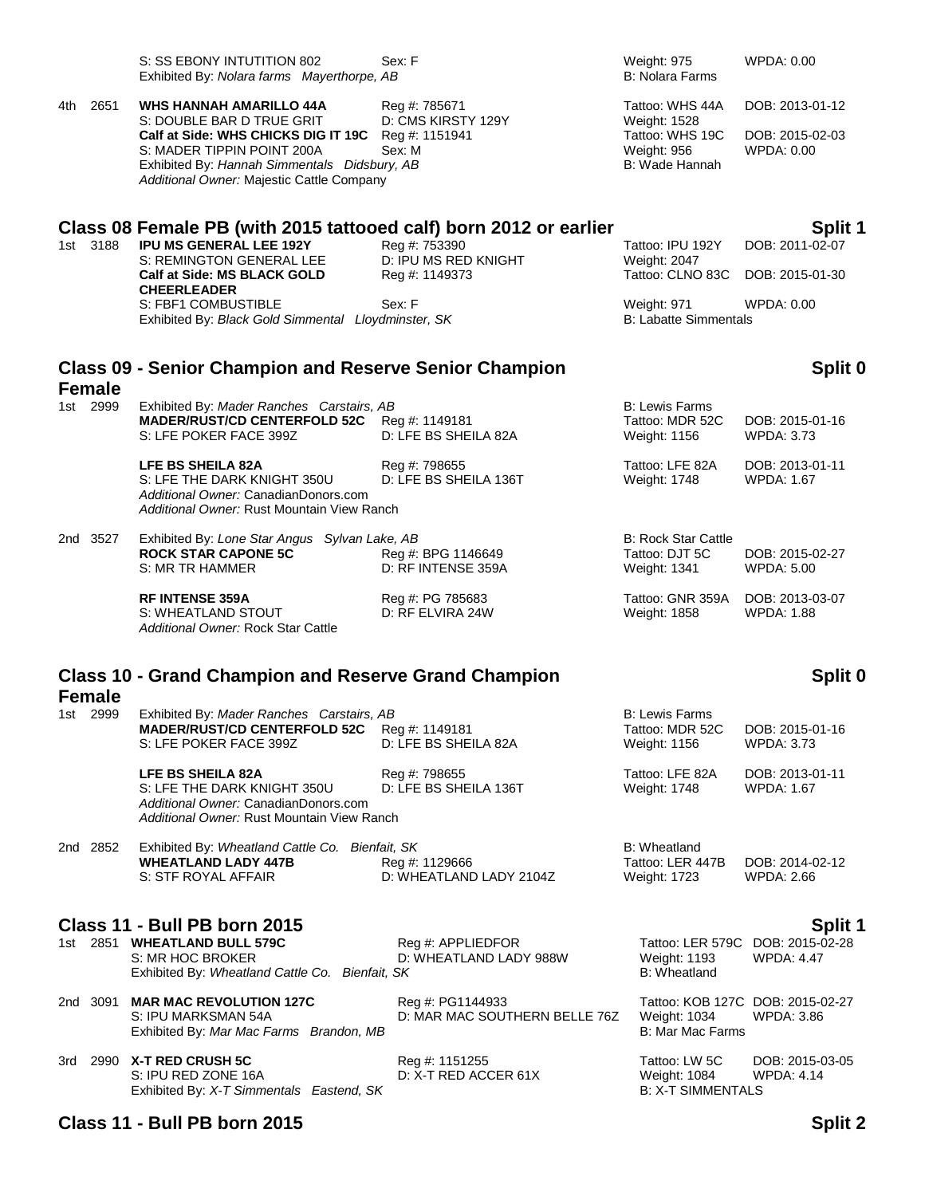S: SS EBONY INTUTITION 802 | Sex: F | Weight: 975 | WPDA: 0.00
Exhibited By: *Nolara farms Mayerthorpe, AB* | B: Nolara Farms

4th 2651 **WHS HANNAH AMARILLO 44A** | Reg #: 785671 | Tattoo: WHS 44A | DOB: 2013-01-12
S: DOUBLE BAR D TRUE GRIT | D: CMS KIRSTY 129Y | Weight: 1528
**Calf at Side: WHS CHICKS DIG IT 19C** | Reg #: 1151941 | Tattoo: WHS 19C | DOB: 2015-02-03
S: MADER TIPPIN POINT 200A | Sex: M | Weight: 956 | WPDA: 0.00
Exhibited By: *Hannah Simmentals Didsbury, AB* | B: Wade Hannah
*Additional Owner:* Majestic Cattle Company

## Class 08 Female PB (with 2015 tattooed calf) born 2012 or earlier — Split 1

1st 3188 **IPU MS GENERAL LEE 192Y** | Reg #: 753390 | Tattoo: IPU 192Y | DOB: 2011-02-07
S: REMINGTON GENERAL LEE | D: IPU MS RED KNIGHT | Weight: 2047
**Calf at Side: MS BLACK GOLD CHEERLEADER** | Reg #: 1149373 | Tattoo: CLNO 83C | DOB: 2015-01-30
S: FBF1 COMBUSTIBLE | Sex: F | Weight: 971 | WPDA: 0.00
Exhibited By: *Black Gold Simmental Lloydminster, SK* | B: Labatte Simmentals

## Class 09 - Senior Champion and Reserve Senior Champion Female — Split 0

1st 2999 Exhibited By: *Mader Ranches Carstairs, AB* | B: Lewis Farms
**MADER/RUST/CD CENTERFOLD 52C** | Reg #: 1149181 | Tattoo: MDR 52C | DOB: 2015-01-16
S: LFE POKER FACE 399Z | D: LFE BS SHEILA 82A | Weight: 1156 | WPDA: 3.73

**LFE BS SHEILA 82A** | Reg #: 798655 | Tattoo: LFE 82A | DOB: 2013-01-11
S: LFE THE DARK KNIGHT 350U | D: LFE BS SHEILA 136T | Weight: 1748 | WPDA: 1.67
*Additional Owner:* CanadianDonors.com
*Additional Owner:* Rust Mountain View Ranch

2nd 3527 Exhibited By: *Lone Star Angus Sylvan Lake, AB* | B: Rock Star Cattle
**ROCK STAR CAPONE 5C** | Reg #: BPG 1146649 | Tattoo: DJT 5C | DOB: 2015-02-27
S: MR TR HAMMER | D: RF INTENSE 359A | Weight: 1341 | WPDA: 5.00

**RF INTENSE 359A** | Reg #: PG 785683 | Tattoo: GNR 359A | DOB: 2013-03-07
S: WHEATLAND STOUT | D: RF ELVIRA 24W | Weight: 1858 | WPDA: 1.88
*Additional Owner:* Rock Star Cattle

## Class 10 - Grand Champion and Reserve Grand Champion Female — Split 0

1st 2999 Exhibited By: *Mader Ranches Carstairs, AB* | B: Lewis Farms
**MADER/RUST/CD CENTERFOLD 52C** | Reg #: 1149181 | Tattoo: MDR 52C | DOB: 2015-01-16
S: LFE POKER FACE 399Z | D: LFE BS SHEILA 82A | Weight: 1156 | WPDA: 3.73

**LFE BS SHEILA 82A** | Reg #: 798655 | Tattoo: LFE 82A | DOB: 2013-01-11
S: LFE THE DARK KNIGHT 350U | D: LFE BS SHEILA 136T | Weight: 1748 | WPDA: 1.67
*Additional Owner:* CanadianDonors.com
*Additional Owner:* Rust Mountain View Ranch

2nd 2852 Exhibited By: *Wheatland Cattle Co. Bienfait, SK* | B: Wheatland
**WHEATLAND LADY 447B** | Reg #: 1129666 | Tattoo: LER 447B | DOB: 2014-02-12
S: STF ROYAL AFFAIR | D: WHEATLAND LADY 2104Z | Weight: 1723 | WPDA: 2.66

## Class 11 - Bull PB born 2015 — Split 1

1st 2851 **WHEATLAND BULL 579C** | Reg #: APPLIEDFOR | Tattoo: LER 579C | DOB: 2015-02-28
S: MR HOC BROKER | D: WHEATLAND LADY 988W | Weight: 1193 | WPDA: 4.47
Exhibited By: *Wheatland Cattle Co. Bienfait, SK* | B: Wheatland

2nd 3091 **MAR MAC REVOLUTION 127C** | Reg #: PG1144933 | Tattoo: KOB 127C | DOB: 2015-02-27
S: IPU MARKSMAN 54A | D: MAR MAC SOUTHERN BELLE 76Z | Weight: 1034 | WPDA: 3.86
Exhibited By: *Mar Mac Farms Brandon, MB* | B: Mar Mac Farms

3rd 2990 **X-T RED CRUSH 5C** | Reg #: 1151255 | Tattoo: LW 5C | DOB: 2015-03-05
S: IPU RED ZONE 16A | D: X-T RED ACCER 61X | Weight: 1084 | WPDA: 4.14
Exhibited By: *X-T Simmentals Eastend, SK* | B: X-T SIMMENTALS

## Class 11 - Bull PB born 2015 — Split 2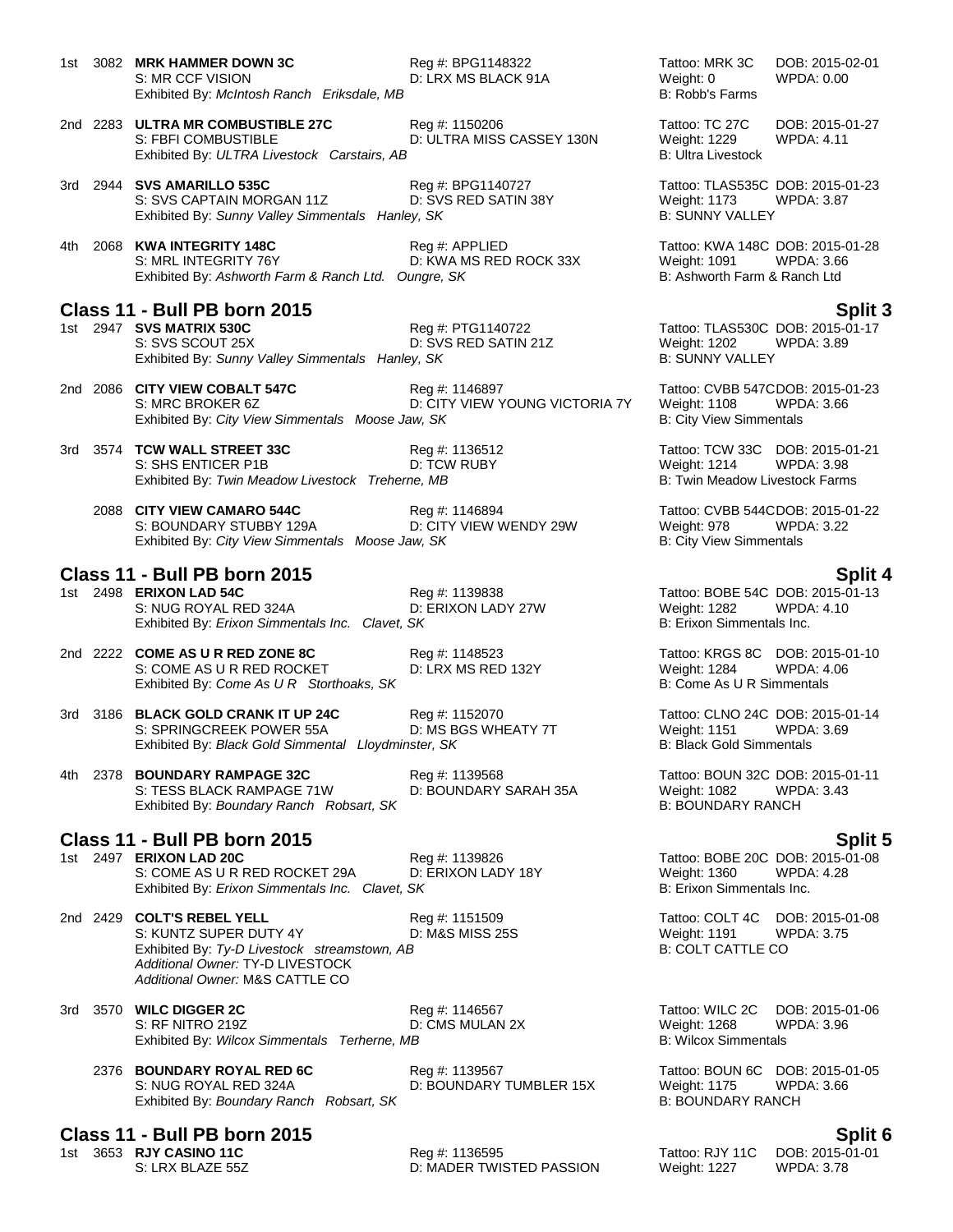1st 3082 **MRK HAMMER DOWN 3C** Reg #: BPG1148322 Tattoo: MRK 3C DOB: 2015-02-01
S: MR CCF VISION D: LRX MS BLACK 91A Weight: 0 WPDA: 0.00
Exhibited By: *McIntosh Ranch Eriksdale, MB* B: Robb's Farms

2nd 2283 **ULTRA MR COMBUSTIBLE 27C** Reg #: 1150206 Tattoo: TC 27C DOB: 2015-01-27
S: FBFI COMBUSTIBLE D: ULTRA MISS CASSEY 130N Weight: 1229 WPDA: 4.11
Exhibited By: *ULTRA Livestock Carstairs, AB* B: Ultra Livestock

3rd 2944 **SVS AMARILLO 535C** Reg #: BPG1140727 Tattoo: TLAS535C DOB: 2015-01-23
S: SVS CAPTAIN MORGAN 11Z D: SVS RED SATIN 38Y Weight: 1173 WPDA: 3.87
Exhibited By: *Sunny Valley Simmentals Hanley, SK* B: SUNNY VALLEY

4th 2068 **KWA INTEGRITY 148C** Reg #: APPLIED Tattoo: KWA 148C DOB: 2015-01-28
S: MRL INTEGRITY 76Y D: KWA MS RED ROCK 33X Weight: 1091 WPDA: 3.66
Exhibited By: *Ashworth Farm & Ranch Ltd. Oungre, SK* B: Ashworth Farm & Ranch Ltd

## Class 11 - Bull PB born 2015 — Split 3

1st 2947 **SVS MATRIX 530C** Reg #: PTG1140722 Tattoo: TLAS530C DOB: 2015-01-17
S: SVS SCOUT 25X D: SVS RED SATIN 21Z Weight: 1202 WPDA: 3.89
Exhibited By: *Sunny Valley Simmentals Hanley, SK* B: SUNNY VALLEY

2nd 2086 **CITY VIEW COBALT 547C** Reg #: 1146897 Tattoo: CVBB 547C DOB: 2015-01-23
S: MRC BROKER 6Z D: CITY VIEW YOUNG VICTORIA 7Y Weight: 1108 WPDA: 3.66
Exhibited By: *City View Simmentals Moose Jaw, SK* B: City View Simmentals

3rd 3574 **TCW WALL STREET 33C** Reg #: 1136512 Tattoo: TCW 33C DOB: 2015-01-21
S: SHS ENTICER P1B D: TCW RUBY Weight: 1214 WPDA: 3.98
Exhibited By: *Twin Meadow Livestock Treherne, MB* B: Twin Meadow Livestock Farms

2088 **CITY VIEW CAMARO 544C** Reg #: 1146894 Tattoo: CVBB 544C DOB: 2015-01-22
S: BOUNDARY STUBBY 129A D: CITY VIEW WENDY 29W Weight: 978 WPDA: 3.22
Exhibited By: *City View Simmentals Moose Jaw, SK* B: City View Simmentals

## Class 11 - Bull PB born 2015 — Split 4

1st 2498 **ERIXON LAD 54C** Reg #: 1139838 Tattoo: BOBE 54C DOB: 2015-01-13
S: NUG ROYAL RED 324A D: ERIXON LADY 27W Weight: 1282 WPDA: 4.10
Exhibited By: *Erixon Simmentals Inc. Clavet, SK* B: Erixon Simmentals Inc.

2nd 2222 **COME AS U R RED ZONE 8C** Reg #: 1148523 Tattoo: KRGS 8C DOB: 2015-01-10
S: COME AS U R RED ROCKET D: LRX MS RED 132Y Weight: 1284 WPDA: 4.06
Exhibited By: *Come As U R Storthoaks, SK* B: Come As U R Simmentals

3rd 3186 **BLACK GOLD CRANK IT UP 24C** Reg #: 1152070 Tattoo: CLNO 24C DOB: 2015-01-14
S: SPRINGCREEK POWER 55A D: MS BGS WHEATY 7T Weight: 1151 WPDA: 3.69
Exhibited By: *Black Gold Simmental Lloydminster, SK* B: Black Gold Simmentals

4th 2378 **BOUNDARY RAMPAGE 32C** Reg #: 1139568 Tattoo: BOUN 32C DOB: 2015-01-11
S: TESS BLACK RAMPAGE 71W D: BOUNDARY SARAH 35A Weight: 1082 WPDA: 3.43
Exhibited By: *Boundary Ranch Robsart, SK* B: BOUNDARY RANCH

## Class 11 - Bull PB born 2015 — Split 5

1st 2497 **ERIXON LAD 20C** Reg #: 1139826 Tattoo: BOBE 20C DOB: 2015-01-08
S: COME AS U R RED ROCKET 29A D: ERIXON LADY 18Y Weight: 1360 WPDA: 4.28
Exhibited By: *Erixon Simmentals Inc. Clavet, SK* B: Erixon Simmentals Inc.

2nd 2429 **COLT'S REBEL YELL** Reg #: 1151509 Tattoo: COLT 4C DOB: 2015-01-08
S: KUNTZ SUPER DUTY 4Y D: M&S MISS 25S Weight: 1191 WPDA: 3.75
Exhibited By: *Ty-D Livestock streamstown, AB* B: COLT CATTLE CO
*Additional Owner:* TY-D LIVESTOCK
*Additional Owner:* M&S CATTLE CO

3rd 3570 **WILC DIGGER 2C** Reg #: 1146567 Tattoo: WILC 2C DOB: 2015-01-06
S: RF NITRO 219Z D: CMS MULAN 2X Weight: 1268 WPDA: 3.96
Exhibited By: *Wilcox Simmentals Terherne, MB* B: Wilcox Simmentals

2376 **BOUNDARY ROYAL RED 6C** Reg #: 1139567 Tattoo: BOUN 6C DOB: 2015-01-05
S: NUG ROYAL RED 324A D: BOUNDARY TUMBLER 15X Weight: 1175 WPDA: 3.66
Exhibited By: *Boundary Ranch Robsart, SK* B: BOUNDARY RANCH

## Class 11 - Bull PB born 2015 — Split 6

1st 3653 **RJY CASINO 11C** Reg #: 1136595 Tattoo: RJY 11C DOB: 2015-01-01
S: LRX BLAZE 55Z D: MADER TWISTED PASSION Weight: 1227 WPDA: 3.78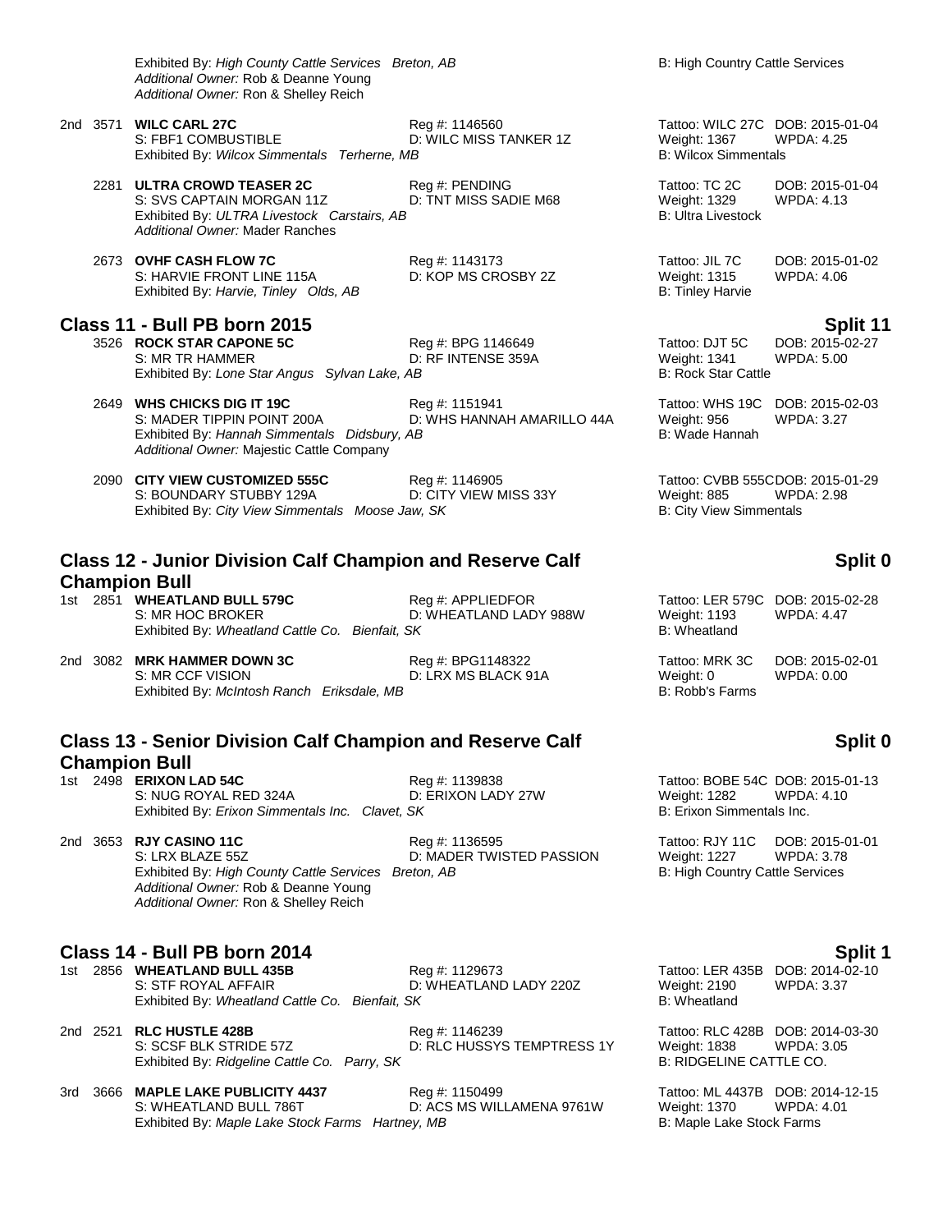Exhibited By: *High County Cattle Services Breton, AB* B: High Country Cattle Services
*Additional Owner:* Rob & Deanne Young
*Additional Owner:* Ron & Shelley Reich

2nd 3571 **WILC CARL 27C** Reg #: 1146560 Tattoo: WILC 27C DOB: 2015-01-04
S: FBF1 COMBUSTIBLE D: WILC MISS TANKER 1Z Weight: 1367 WPDA: 4.25
Exhibited By: *Wilcox Simmentals Terherne, MB* B: Wilcox Simmentals

2281 **ULTRA CROWD TEASER 2C** Reg #: PENDING Tattoo: TC 2C DOB: 2015-01-04
S: SVS CAPTAIN MORGAN 11Z D: TNT MISS SADIE M68 Weight: 1329 WPDA: 4.13
Exhibited By: *ULTRA Livestock Carstairs, AB* B: Ultra Livestock
*Additional Owner:* Mader Ranches

2673 **OVHF CASH FLOW 7C** Reg #: 1143173 Tattoo: JIL 7C DOB: 2015-01-02
S: HARVIE FRONT LINE 115A D: KOP MS CROSBY 2Z Weight: 1315 WPDA: 4.06
Exhibited By: *Harvie, Tinley Olds, AB* B: Tinley Harvie

## Class 11 - Bull PB born 2015 — Split 11

3526 **ROCK STAR CAPONE 5C** Reg #: BPG 1146649 Tattoo: DJT 5C DOB: 2015-02-27
S: MR TR HAMMER D: RF INTENSE 359A Weight: 1341 WPDA: 5.00
Exhibited By: *Lone Star Angus Sylvan Lake, AB* B: Rock Star Cattle

2649 **WHS CHICKS DIG IT 19C** Reg #: 1151941 Tattoo: WHS 19C DOB: 2015-02-03
S: MADER TIPPIN POINT 200A D: WHS HANNAH AMARILLO 44A Weight: 956 WPDA: 3.27
Exhibited By: *Hannah Simmentals Didsbury, AB* B: Wade Hannah
*Additional Owner:* Majestic Cattle Company

2090 **CITY VIEW CUSTOMIZED 555C** Reg #: 1146905 Tattoo: CVBB 555C DOB: 2015-01-29
S: BOUNDARY STUBBY 129A D: CITY VIEW MISS 33Y Weight: 885 WPDA: 2.98
Exhibited By: *City View Simmentals Moose Jaw, SK* B: City View Simmentals

## Class 12 - Junior Division Calf Champion and Reserve Calf Champion Bull — Split 0

1st 2851 **WHEATLAND BULL 579C** Reg #: APPLIEDFOR Tattoo: LER 579C DOB: 2015-02-28
S: MR HOC BROKER D: WHEATLAND LADY 988W Weight: 1193 WPDA: 4.47
Exhibited By: *Wheatland Cattle Co. Bienfait, SK* B: Wheatland

2nd 3082 **MRK HAMMER DOWN 3C** Reg #: BPG1148322 Tattoo: MRK 3C DOB: 2015-02-01
S: MR CCF VISION D: LRX MS BLACK 91A Weight: 0 WPDA: 0.00
Exhibited By: *McIntosh Ranch Eriksdale, MB* B: Robb's Farms

## Class 13 - Senior Division Calf Champion and Reserve Calf Champion Bull — Split 0

1st 2498 **ERIXON LAD 54C** Reg #: 1139838 Tattoo: BOBE 54C DOB: 2015-01-13
S: NUG ROYAL RED 324A D: ERIXON LADY 27W Weight: 1282 WPDA: 4.10
Exhibited By: *Erixon Simmentals Inc. Clavet, SK* B: Erixon Simmentals Inc.

2nd 3653 **RJY CASINO 11C** Reg #: 1136595 Tattoo: RJY 11C DOB: 2015-01-01
S: LRX BLAZE 55Z D: MADER TWISTED PASSION Weight: 1227 WPDA: 3.78
Exhibited By: *High County Cattle Services Breton, AB* B: High Country Cattle Services
*Additional Owner:* Rob & Deanne Young
*Additional Owner:* Ron & Shelley Reich

## Class 14 - Bull PB born 2014 — Split 1

1st 2856 **WHEATLAND BULL 435B** Reg #: 1129673 Tattoo: LER 435B DOB: 2014-02-10
S: STF ROYAL AFFAIR D: WHEATLAND LADY 220Z Weight: 2190 WPDA: 3.37
Exhibited By: *Wheatland Cattle Co. Bienfait, SK* B: Wheatland

2nd 2521 **RLC HUSTLE 428B** Reg #: 1146239 Tattoo: RLC 428B DOB: 2014-03-30
S: SCSF BLK STRIDE 57Z D: RLC HUSSYS TEMPTRESS 1Y Weight: 1838 WPDA: 3.05
Exhibited By: *Ridgeline Cattle Co. Parry, SK* B: RIDGELINE CATTLE CO.

3rd 3666 **MAPLE LAKE PUBLICITY 4437** Reg #: 1150499 Tattoo: ML 4437B DOB: 2014-12-15
S: WHEATLAND BULL 786T D: ACS MS WILLAMENA 9761W Weight: 1370 WPDA: 4.01
Exhibited By: *Maple Lake Stock Farms Hartney, MB* B: Maple Lake Stock Farms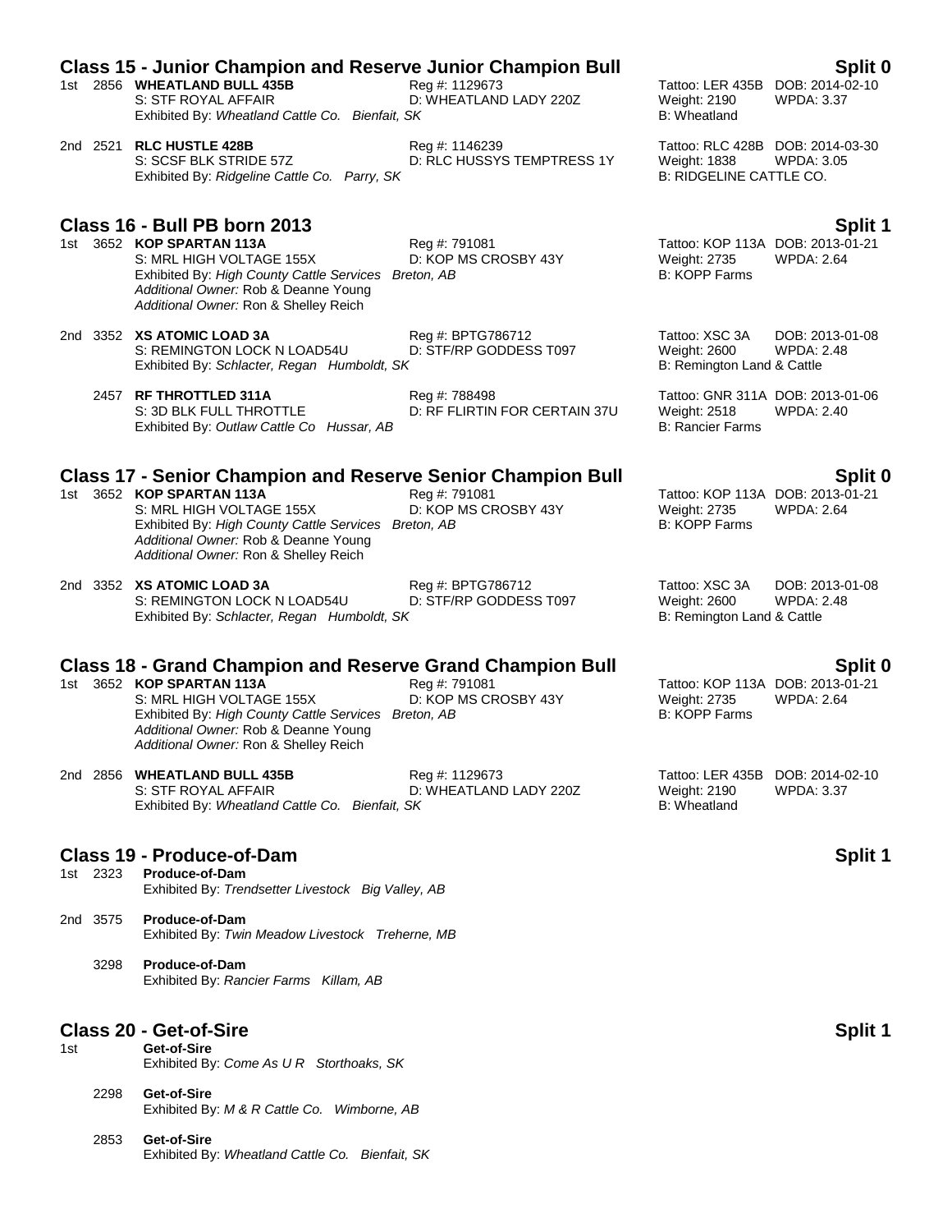## Class 15 - Junior Champion and Reserve Junior Champion Bull — Split 0

1st 2856 **WHEATLAND BULL 435B** Reg #: 1129673 Tattoo: LER 435B DOB: 2014-02-10
S: STF ROYAL AFFAIR D: WHEATLAND LADY 220Z Weight: 2190 WPDA: 3.37
Exhibited By: *Wheatland Cattle Co. Bienfait, SK* B: Wheatland

2nd 2521 **RLC HUSTLE 428B** Reg #: 1146239 Tattoo: RLC 428B DOB: 2014-03-30
S: SCSF BLK STRIDE 57Z D: RLC HUSSYS TEMPTRESS 1Y Weight: 1838 WPDA: 3.05
Exhibited By: *Ridgeline Cattle Co. Parry, SK* B: RIDGELINE CATTLE CO.

## Class 16 - Bull PB born 2013 — Split 1

1st 3652 **KOP SPARTAN 113A** Reg #: 791081 Tattoo: KOP 113A DOB: 2013-01-21
S: MRL HIGH VOLTAGE 155X D: KOP MS CROSBY 43Y Weight: 2735 WPDA: 2.64
Exhibited By: *High County Cattle Services Breton, AB* B: KOPP Farms
*Additional Owner:* Rob & Deanne Young
*Additional Owner:* Ron & Shelley Reich

2nd 3352 **XS ATOMIC LOAD 3A** Reg #: BPTG786712 Tattoo: XSC 3A DOB: 2013-01-08
S: REMINGTON LOCK N LOAD54U D: STF/RP GODDESS T097 Weight: 2600 WPDA: 2.48
Exhibited By: *Schlacter, Regan Humboldt, SK* B: Remington Land & Cattle

2457 **RF THROTTLED 311A** Reg #: 788498 Tattoo: GNR 311A DOB: 2013-01-06
S: 3D BLK FULL THROTTLE D: RF FLIRTIN FOR CERTAIN 37U Weight: 2518 WPDA: 2.40
Exhibited By: *Outlaw Cattle Co Hussar, AB* B: Rancier Farms

## Class 17 - Senior Champion and Reserve Senior Champion Bull — Split 0

1st 3652 **KOP SPARTAN 113A** Reg #: 791081 Tattoo: KOP 113A DOB: 2013-01-21
S: MRL HIGH VOLTAGE 155X D: KOP MS CROSBY 43Y Weight: 2735 WPDA: 2.64
Exhibited By: *High County Cattle Services Breton, AB* B: KOPP Farms
*Additional Owner:* Rob & Deanne Young
*Additional Owner:* Ron & Shelley Reich

2nd 3352 **XS ATOMIC LOAD 3A** Reg #: BPTG786712 Tattoo: XSC 3A DOB: 2013-01-08
S: REMINGTON LOCK N LOAD54U D: STF/RP GODDESS T097 Weight: 2600 WPDA: 2.48
Exhibited By: *Schlacter, Regan Humboldt, SK* B: Remington Land & Cattle

## Class 18 - Grand Champion and Reserve Grand Champion Bull — Split 0

1st 3652 **KOP SPARTAN 113A** Reg #: 791081 Tattoo: KOP 113A DOB: 2013-01-21
S: MRL HIGH VOLTAGE 155X D: KOP MS CROSBY 43Y Weight: 2735 WPDA: 2.64
Exhibited By: *High County Cattle Services Breton, AB* B: KOPP Farms
*Additional Owner:* Rob & Deanne Young
*Additional Owner:* Ron & Shelley Reich

2nd 2856 **WHEATLAND BULL 435B** Reg #: 1129673 Tattoo: LER 435B DOB: 2014-02-10
S: STF ROYAL AFFAIR D: WHEATLAND LADY 220Z Weight: 2190 WPDA: 3.37
Exhibited By: *Wheatland Cattle Co. Bienfait, SK* B: Wheatland

## Class 19 - Produce-of-Dam — Split 1

1st 2323 **Produce-of-Dam**
Exhibited By: *Trendsetter Livestock Big Valley, AB*

2nd 3575 **Produce-of-Dam**
Exhibited By: *Twin Meadow Livestock Treherne, MB*

3298 **Produce-of-Dam**
Exhibited By: *Rancier Farms Killam, AB*

## Class 20 - Get-of-Sire — Split 1

1st **Get-of-Sire**
Exhibited By: *Come As U R Storthoaks, SK*

2298 **Get-of-Sire**
Exhibited By: *M & R Cattle Co. Wimborne, AB*

2853 **Get-of-Sire**
Exhibited By: *Wheatland Cattle Co. Bienfait, SK*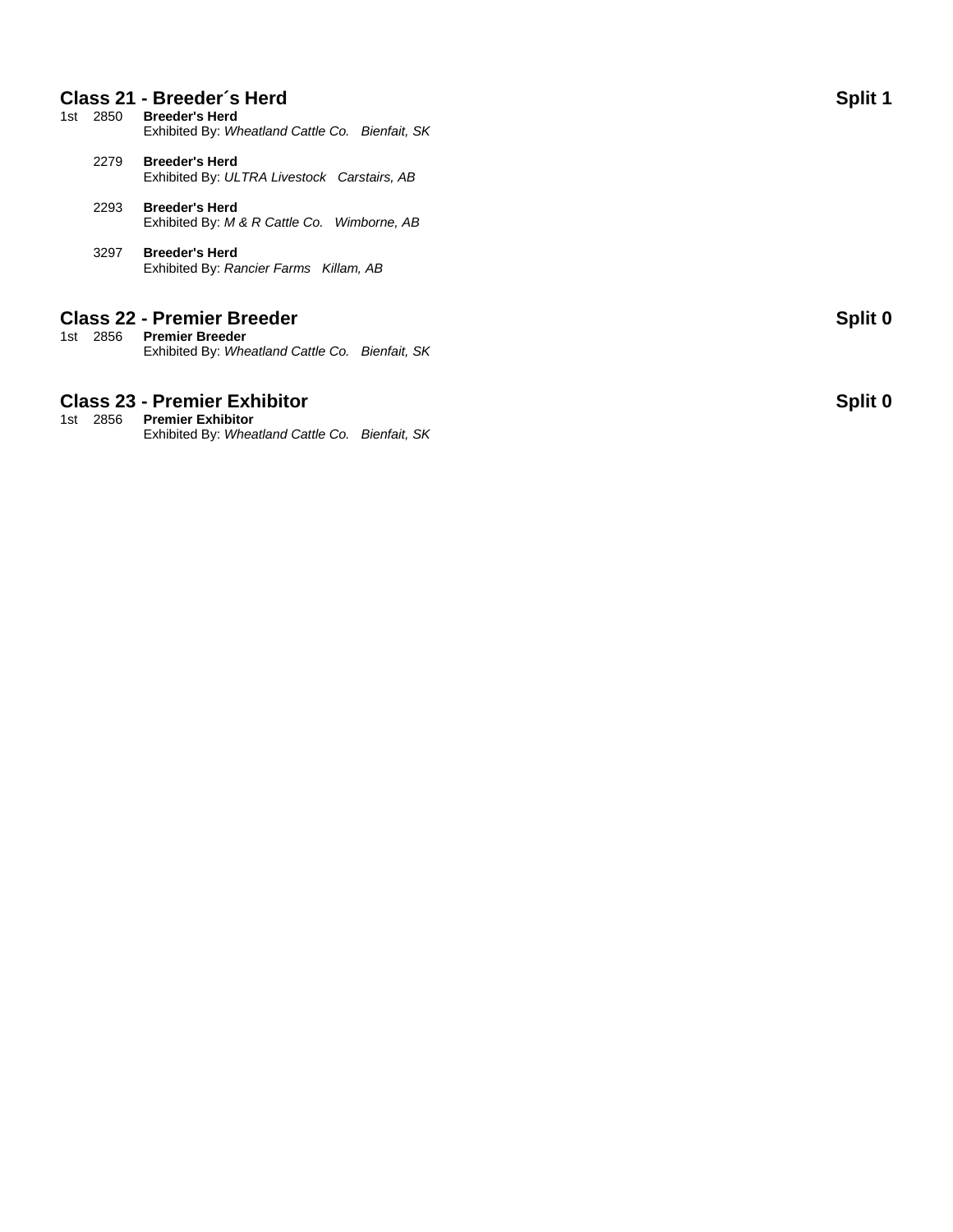## Class 21 - Breeder´s Herd **Split 1**

1st 2850 **Breeder's Herd**
Exhibited By: *Wheatland Cattle Co. Bienfait, SK*

2279 **Breeder's Herd**
Exhibited By: *ULTRA Livestock Carstairs, AB*

2293 **Breeder's Herd**
Exhibited By: *M & R Cattle Co. Wimborne, AB*

3297 **Breeder's Herd**
Exhibited By: *Rancier Farms Killam, AB*

## Class 22 - Premier Breeder **Split 0**

1st 2856 **Premier Breeder**
Exhibited By: *Wheatland Cattle Co. Bienfait, SK*

## Class 23 - Premier Exhibitor **Split 0**

1st 2856 **Premier Exhibitor**
Exhibited By: *Wheatland Cattle Co. Bienfait, SK*